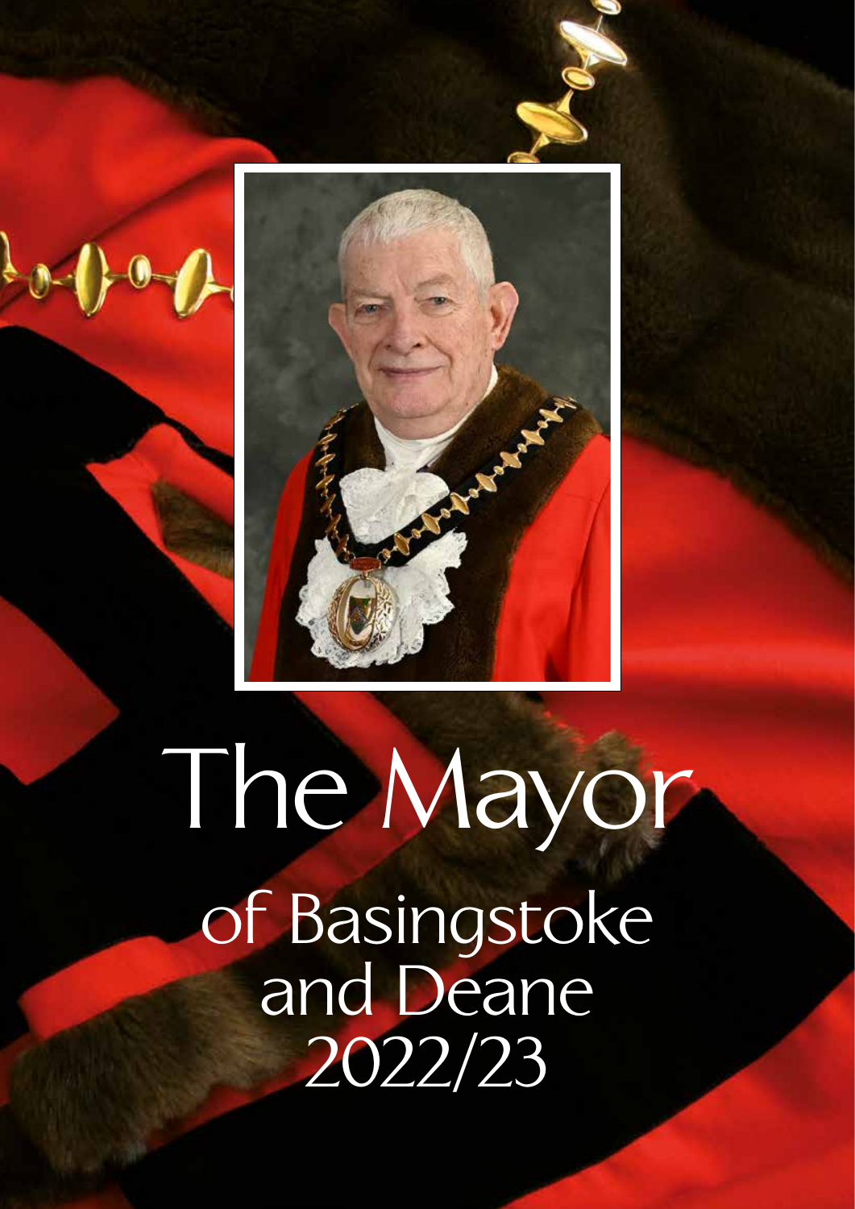# The Mayor

## of Basingstoke and Deane 2022/23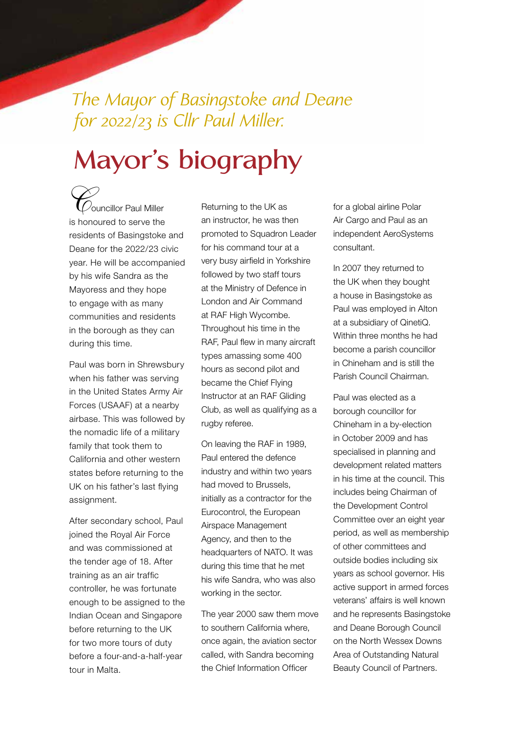*The Mayor of Basingstoke and Deane for 2022/23 is Cllr Paul Miller.*

# Mayor's biography

Councillor Paul Miller is honoured to serve the residents of Basingstoke and Deane for the 2022/23 civic year. He will be accompanied by his wife Sandra as the Mayoress and they hope to engage with as many communities and residents in the borough as they can during this time.

Paul was born in Shrewsbury when his father was serving in the United States Army Air Forces (USAAF) at a nearby airbase. This was followed by the nomadic life of a military family that took them to California and other western states before returning to the UK on his father's last flying assignment.

After secondary school, Paul joined the Royal Air Force and was commissioned at the tender age of 18. After training as an air traffic controller, he was fortunate enough to be assigned to the Indian Ocean and Singapore before returning to the UK for two more tours of duty before a four-and-a-half-year tour in Malta.

Returning to the UK as an instructor, he was then promoted to Squadron Leader for his command tour at a very busy airfield in Yorkshire followed by two staff tours at the Ministry of Defence in London and Air Command at RAF High Wycombe. Throughout his time in the RAF, Paul flew in many aircraft types amassing some 400 hours as second pilot and became the Chief Flying Instructor at an RAF Gliding Club, as well as qualifying as a rugby referee.

On leaving the RAF in 1989, Paul entered the defence industry and within two years had moved to Brussels, initially as a contractor for the Eurocontrol, the European Airspace Management Agency, and then to the headquarters of NATO. It was during this time that he met his wife Sandra, who was also working in the sector.

The year 2000 saw them move to southern California where, once again, the aviation sector called, with Sandra becoming the Chief Information Officer for a global airline Polar Air Cargo and Paul as an independent AeroSystems consultant.

In 2007 they returned to the UK when they bought a house in Basingstoke as Paul was employed in Alton at a subsidiary of QinetiQ. Within three months he had become a parish councillor in Chineham and is still the Parish Council Chairman.

Paul was elected as a borough councillor for Chineham in a by-election in October 2009 and has specialised in planning and development related matters in his time at the council. This includes being Chairman of the Development Control Committee over an eight year period, as well as membership of other committees and outside bodies including six years as school governor. His active support in armed forces veterans' affairs is well known and he represents Basingstoke and Deane Borough Council on the North Wessex Downs Area of Outstanding Natural Beauty Council of Partners.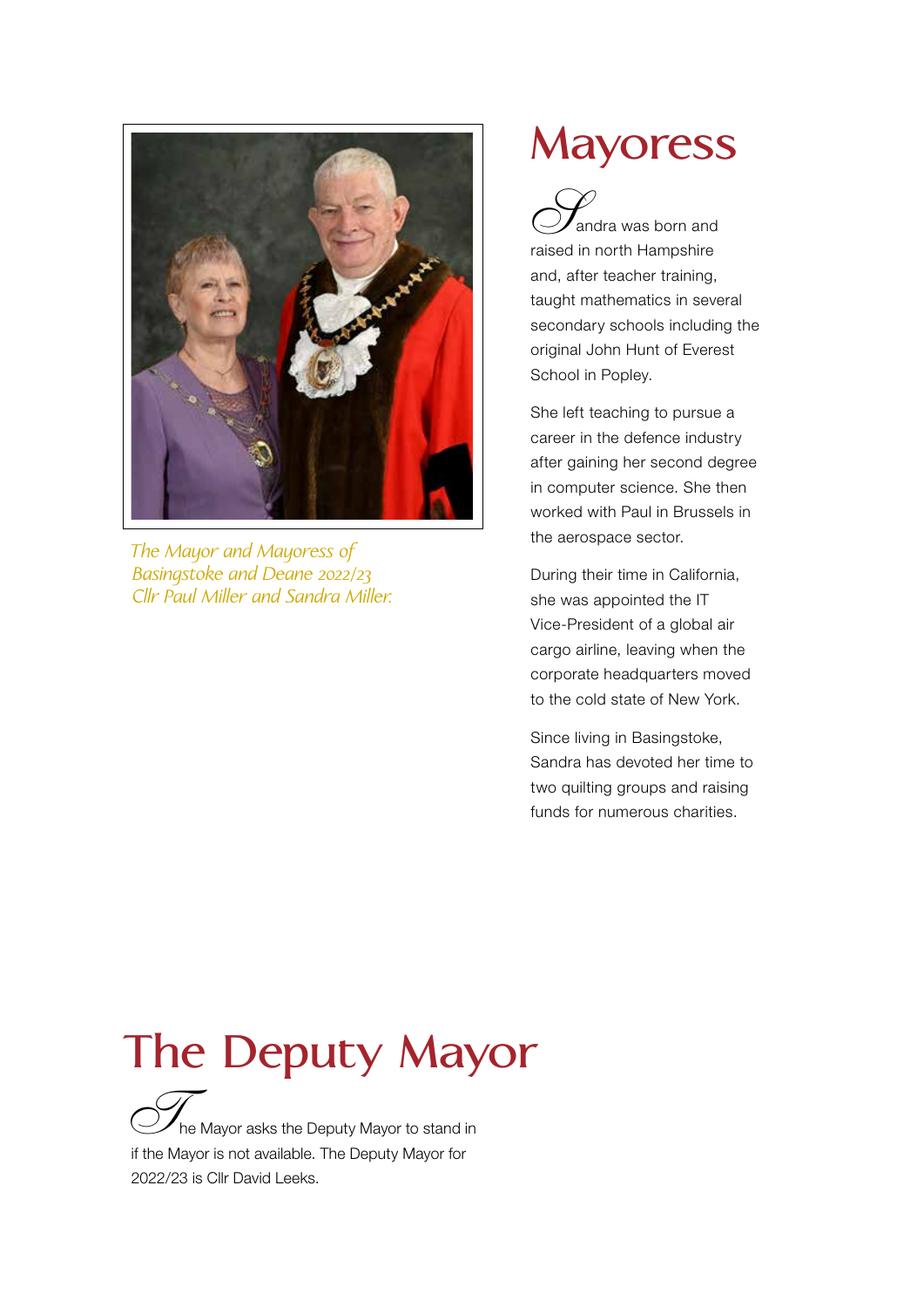*The Mayor and Mayoress of Basingstoke and Deane 2022/23 Cllr Paul Miller and Sandra Miller.*

# Mayoress

Sandra was born and raised in north Hampshire and, after teacher training, taught mathematics in several secondary schools including the original John Hunt of Everest School in Popley.

She left teaching to pursue a career in the defence industry after gaining her second degree in computer science. She then worked with Paul in Brussels in the aerospace sector.

During their time in California, she was appointed the IT Vice-President of a global air cargo airline, leaving when the corporate headquarters moved to the cold state of New York.

Since living in Basingstoke, Sandra has devoted her time to two quilting groups and raising funds for numerous charities.

# The Deputy Mayor

The Mayor asks the Deputy Mayor to stand in if the Mayor is not available. The Deputy Mayor for 2022/23 is Cllr David Leeks.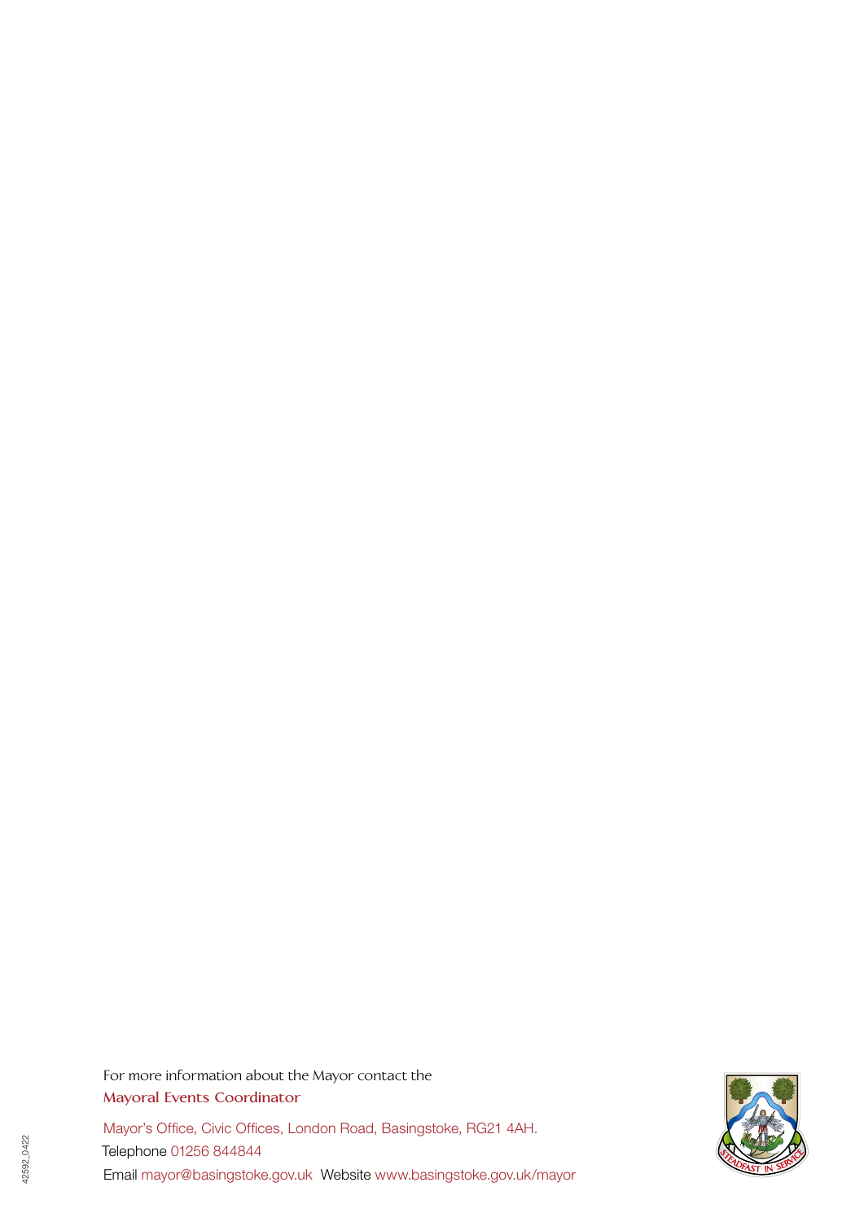For more information about the Mayor contact the

**Mayoral Events Coordinator**

Mayor's Office, Civic Offices, London Road, Basingstoke, RG21 4AH.
Telephone 01256 844844
Email mayor@basingstoke.gov.uk Website www.basingstoke.gov.uk/mayor

42592_0422